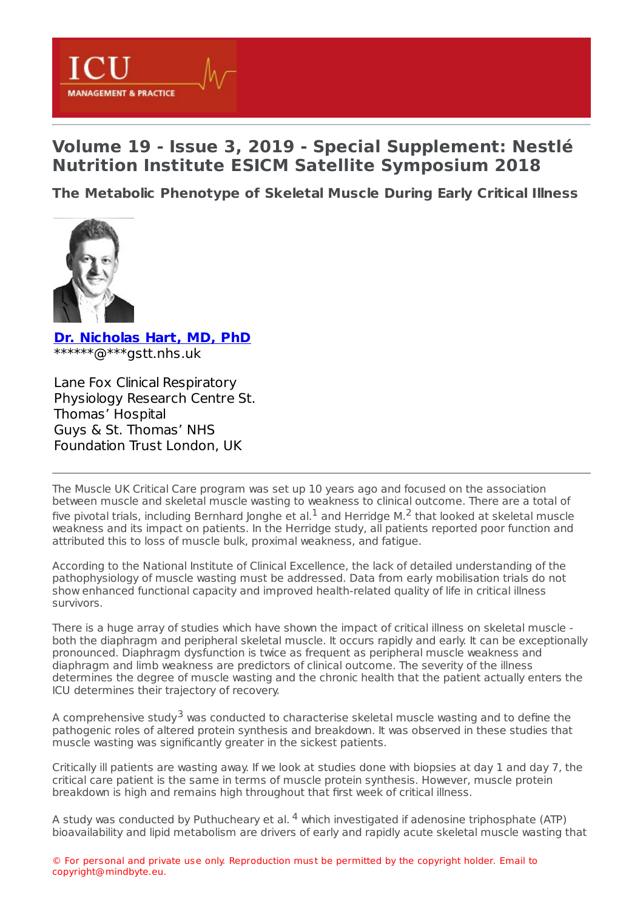# Volume 19 - Issue 3, 2019 - Special Supplement: Nestlé Nutrition Institute ESICM Satellite Symposium 2018

## The Metabolic Phenotype of Skeletal Muscle During Early Critical Illness

**Dr. Nicholas Hart, MD, PhD**
******@***gstt.nhs.uk

Lane Fox Clinical Respiratory Physiology Research Centre St. Thomas' Hospital Guys & St. Thomas' NHS Foundation Trust London, UK

---

The Muscle UK Critical Care program was set up 10 years ago and focused on the association between muscle and skeletal muscle wasting to weakness to clinical outcome. There are a total of five pivotal trials, including Bernhard Jonghe et al.[1] and Herridge M.[2] that looked at skeletal muscle weakness and its impact on patients. In the Herridge study, all patients reported poor function and attributed this to loss of muscle bulk, proximal weakness, and fatigue.

According to the National Institute of Clinical Excellence, the lack of detailed understanding of the pathophysiology of muscle wasting must be addressed. Data from early mobilisation trials do not show enhanced functional capacity and improved health-related quality of life in critical illness survivors.

There is a huge array of studies which have shown the impact of critical illness on skeletal muscle - both the diaphragm and peripheral skeletal muscle. It occurs rapidly and early. It can be exceptionally pronounced. Diaphragm dysfunction is twice as frequent as peripheral muscle weakness and diaphragm and limb weakness are predictors of clinical outcome. The severity of the illness determines the degree of muscle wasting and the chronic health that the patient actually enters the ICU determines their trajectory of recovery.

A comprehensive study[3] was conducted to characterise skeletal muscle wasting and to define the pathogenic roles of altered protein synthesis and breakdown. It was observed in these studies that muscle wasting was significantly greater in the sickest patients.

Critically ill patients are wasting away. If we look at studies done with biopsies at day 1 and day 7, the critical care patient is the same in terms of muscle protein synthesis. However, muscle protein breakdown is high and remains high throughout that first week of critical illness.

A study was conducted by Puthucheary et al. [4] which investigated if adenosine triphosphate (ATP) bioavailability and lipid metabolism are drivers of early and rapidly acute skeletal muscle wasting that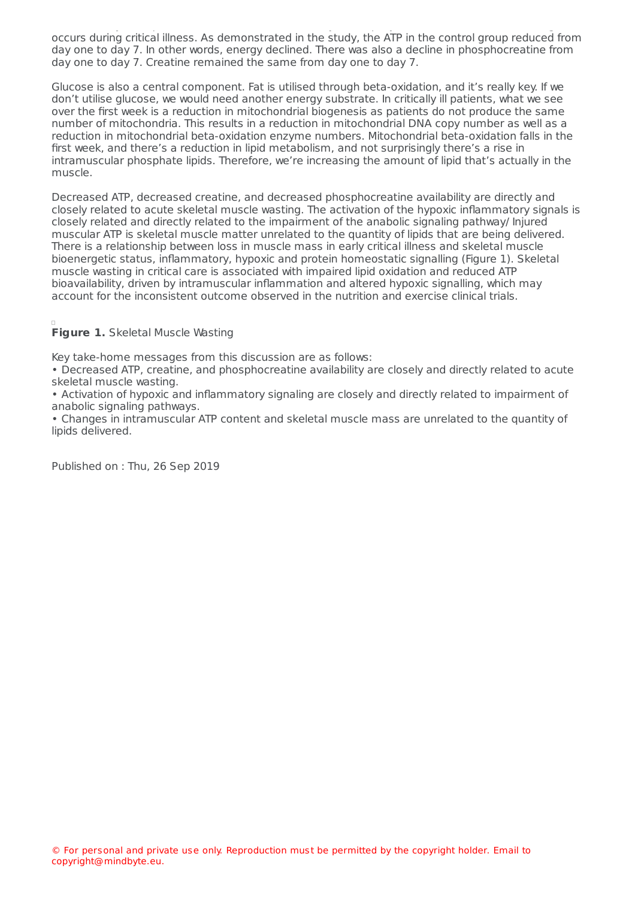occurs during critical illness. As demonstrated in the study, the ATP in the control group reduced from day one to day 7. In other words, energy declined. There was also a decline in phosphocreatine from day one to day 7. Creatine remained the same from day one to day 7.

Glucose is also a central component. Fat is utilised through beta-oxidation, and it's really key. If we don't utilise glucose, we would need another energy substrate. In critically ill patients, what we see over the first week is a reduction in mitochondrial biogenesis as patients do not produce the same number of mitochondria. This results in a reduction in mitochondrial DNA copy number as well as a reduction in mitochondrial beta-oxidation enzyme numbers. Mitochondrial beta-oxidation falls in the first week, and there's a reduction in lipid metabolism, and not surprisingly there's a rise in intramuscular phosphate lipids. Therefore, we're increasing the amount of lipid that's actually in the muscle.

Decreased ATP, decreased creatine, and decreased phosphocreatine availability are directly and closely related to acute skeletal muscle wasting. The activation of the hypoxic inflammatory signals is closely related and directly related to the impairment of the anabolic signaling pathway/ Injured muscular ATP is skeletal muscle matter unrelated to the quantity of lipids that are being delivered. There is a relationship between loss in muscle mass in early critical illness and skeletal muscle bioenergetic status, inflammatory, hypoxic and protein homeostatic signalling (Figure 1). Skeletal muscle wasting in critical care is associated with impaired lipid oxidation and reduced ATP bioavailability, driven by intramuscular inflammation and altered hypoxic signalling, which may account for the inconsistent outcome observed in the nutrition and exercise clinical trials.

**Figure 1.** Skeletal Muscle Wasting

Key take-home messages from this discussion are as follows:

- Decreased ATP, creatine, and phosphocreatine availability are closely and directly related to acute skeletal muscle wasting.
- Activation of hypoxic and inflammatory signaling are closely and directly related to impairment of anabolic signaling pathways.
- Changes in intramuscular ATP content and skeletal muscle mass are unrelated to the quantity of lipids delivered.

Published on : Thu, 26 Sep 2019

© For personal and private use only. Reproduction must be permitted by the copyright holder. Email to copyright@mindbyte.eu.